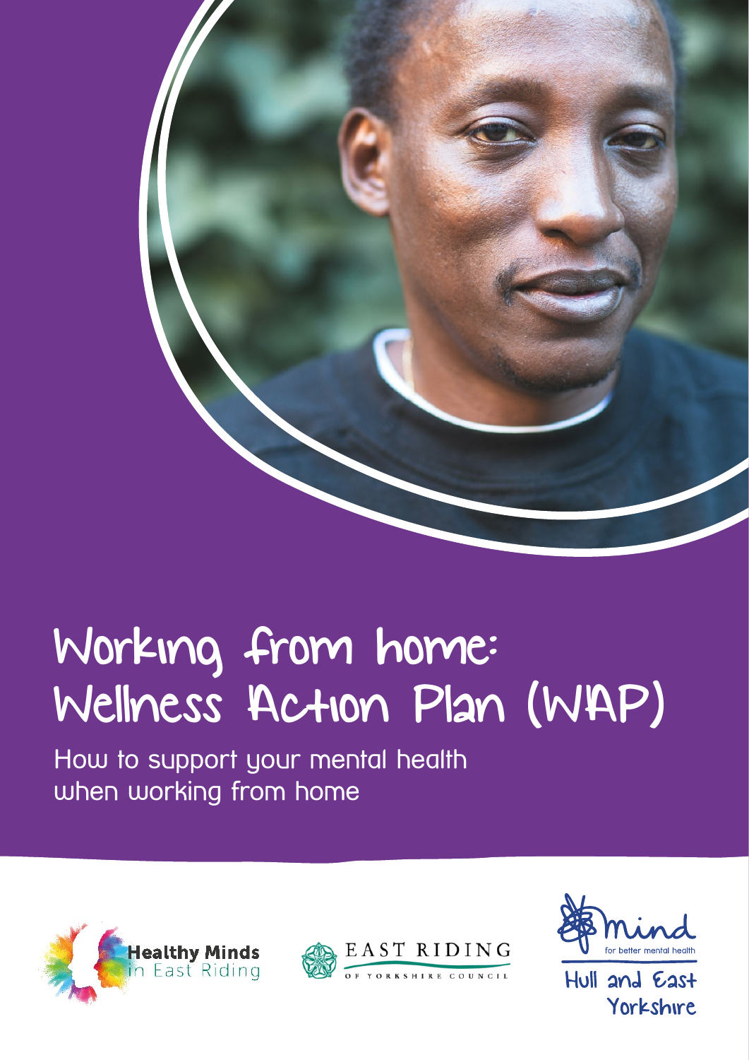# Working from home: Wellness Action Plan (WAP)

How to support your mental health when working from home

Healthy Minds in East Riding

EAST RIDING OF YORKSHIRE COUNCIL

Mind for better mental health

Hull and East Yorkshire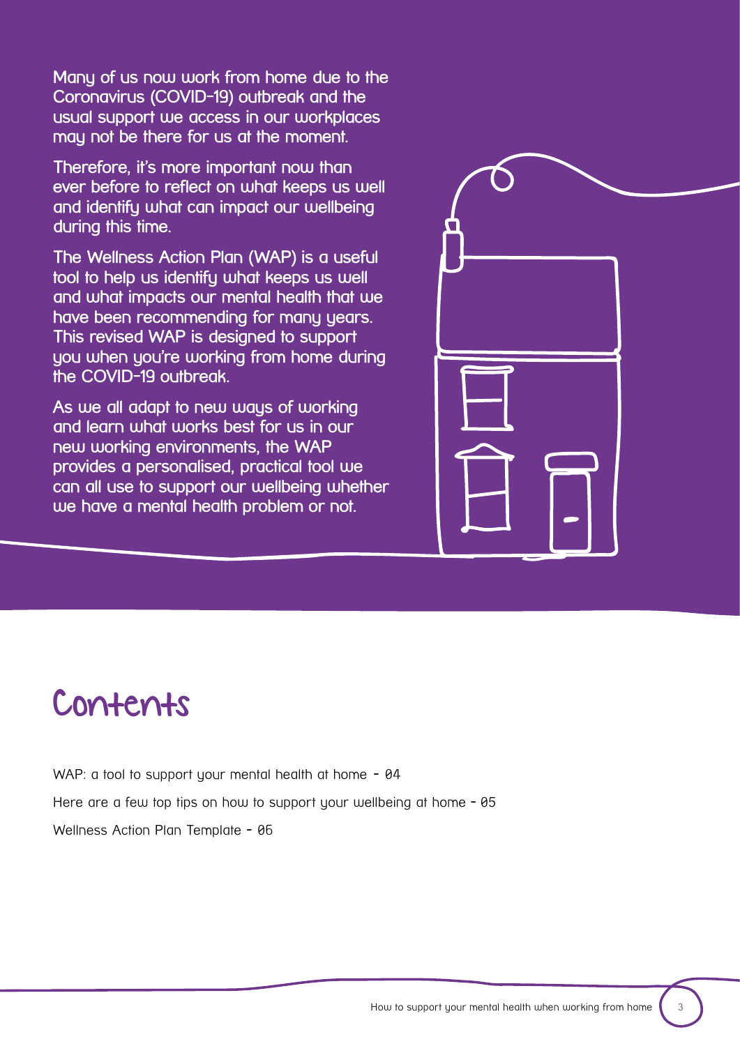Many of us now work from home due to the Coronavirus (COVID-19) outbreak and the usual support we access in our workplaces may not be there for us at the moment.

Therefore, it's more important now than ever before to reflect on what keeps us well and identify what can impact our wellbeing during this time.

The Wellness Action Plan (WAP) is a useful tool to help us identify what keeps us well and what impacts our mental health that we have been recommending for many years. This revised WAP is designed to support you when you're working from home during the COVID-19 outbreak.

As we all adapt to new ways of working and learn what works best for us in our new working environments, the WAP provides a personalised, practical tool we can all use to support our wellbeing whether we have a mental health problem or not.

# Contents

WAP: a tool to support your mental health at home - 04

Here are a few top tips on how to support your wellbeing at home - 05

Wellness Action Plan Template - 06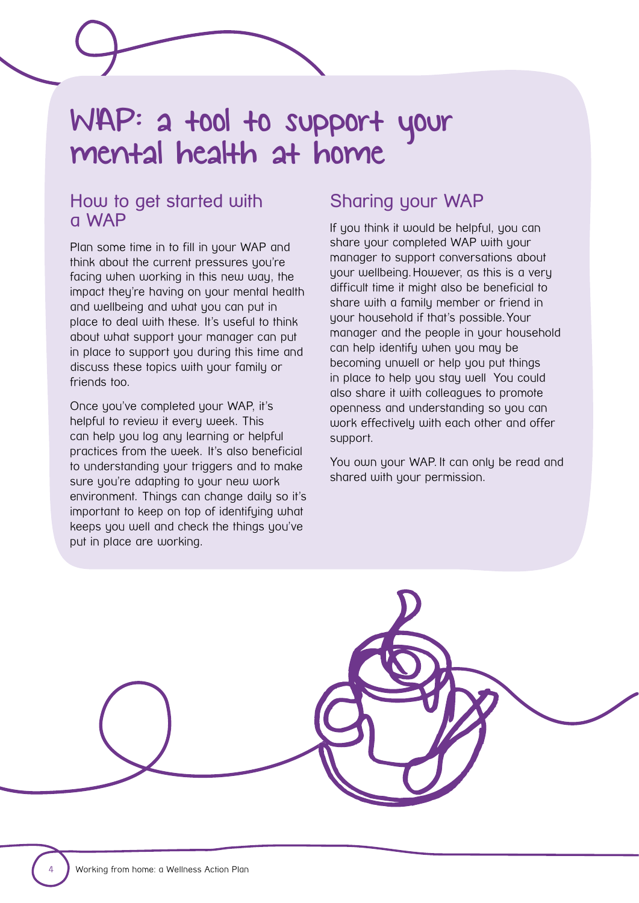# WAP: a tool to support your mental health at home

## How to get started with a WAP

Plan some time in to fill in your WAP and think about the current pressures you're facing when working in this new way, the impact they're having on your mental health and wellbeing and what you can put in place to deal with these. It's useful to think about what support your manager can put in place to support you during this time and discuss these topics with your family or friends too.

Once you've completed your WAP, it's helpful to review it every week. This can help you log any learning or helpful practices from the week. It's also beneficial to understanding your triggers and to make sure you're adapting to your new work environment. Things can change daily so it's important to keep on top of identifying what keeps you well and check the things you've put in place are working.

## Sharing your WAP

If you think it would be helpful, you can share your completed WAP with your manager to support conversations about your wellbeing. However, as this is a very difficult time it might also be beneficial to share with a family member or friend in your household if that's possible. Your manager and the people in your household can help identify when you may be becoming unwell or help you put things in place to help you stay well You could also share it with colleagues to promote openness and understanding so you can work effectively with each other and offer support.

You own your WAP. It can only be read and shared with your permission.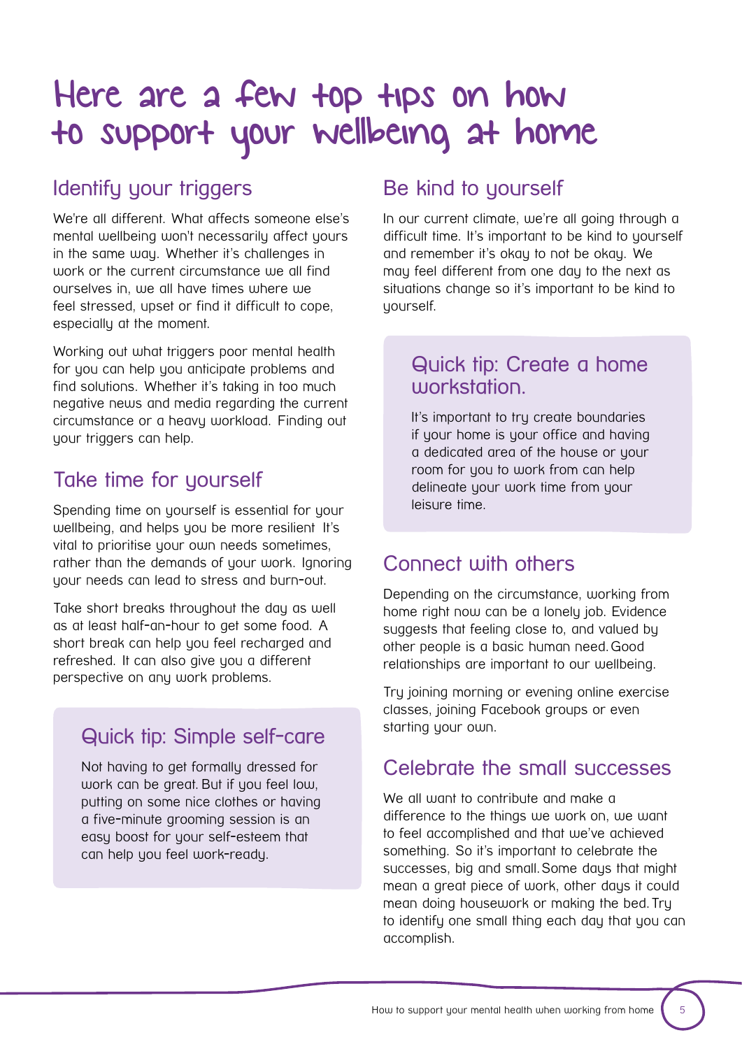# Here are a few top tips on how to support your wellbeing at home

## Identify your triggers

We're all different. What affects someone else's mental wellbeing won't necessarily affect yours in the same way. Whether it's challenges in work or the current circumstance we all find ourselves in, we all have times where we feel stressed, upset or find it difficult to cope, especially at the moment.

Working out what triggers poor mental health for you can help you anticipate problems and find solutions. Whether it's taking in too much negative news and media regarding the current circumstance or a heavy workload. Finding out your triggers can help.

## Take time for yourself

Spending time on yourself is essential for your wellbeing, and helps you be more resilient It's vital to prioritise your own needs sometimes, rather than the demands of your work. Ignoring your needs can lead to stress and burn-out.

Take short breaks throughout the day as well as at least half-an-hour to get some food. A short break can help you feel recharged and refreshed. It can also give you a different perspective on any work problems.

### Quick tip: Simple self-care

Not having to get formally dressed for work can be great. But if you feel low, putting on some nice clothes or having a five-minute grooming session is an easy boost for your self-esteem that can help you feel work-ready.

## Be kind to yourself

In our current climate, we're all going through a difficult time. It's important to be kind to yourself and remember it's okay to not be okay. We may feel different from one day to the next as situations change so it's important to be kind to yourself.

### Quick tip: Create a home workstation.

It's important to try create boundaries if your home is your office and having a dedicated area of the house or your room for you to work from can help delineate your work time from your leisure time.

## Connect with others

Depending on the circumstance, working from home right now can be a lonely job. Evidence suggests that feeling close to, and valued by other people is a basic human need. Good relationships are important to our wellbeing.

Try joining morning or evening online exercise classes, joining Facebook groups or even starting your own.

## Celebrate the small successes

We all want to contribute and make a difference to the things we work on, we want to feel accomplished and that we've achieved something. So it's important to celebrate the successes, big and small. Some days that might mean a great piece of work, other days it could mean doing housework or making the bed. Try to identify one small thing each day that you can accomplish.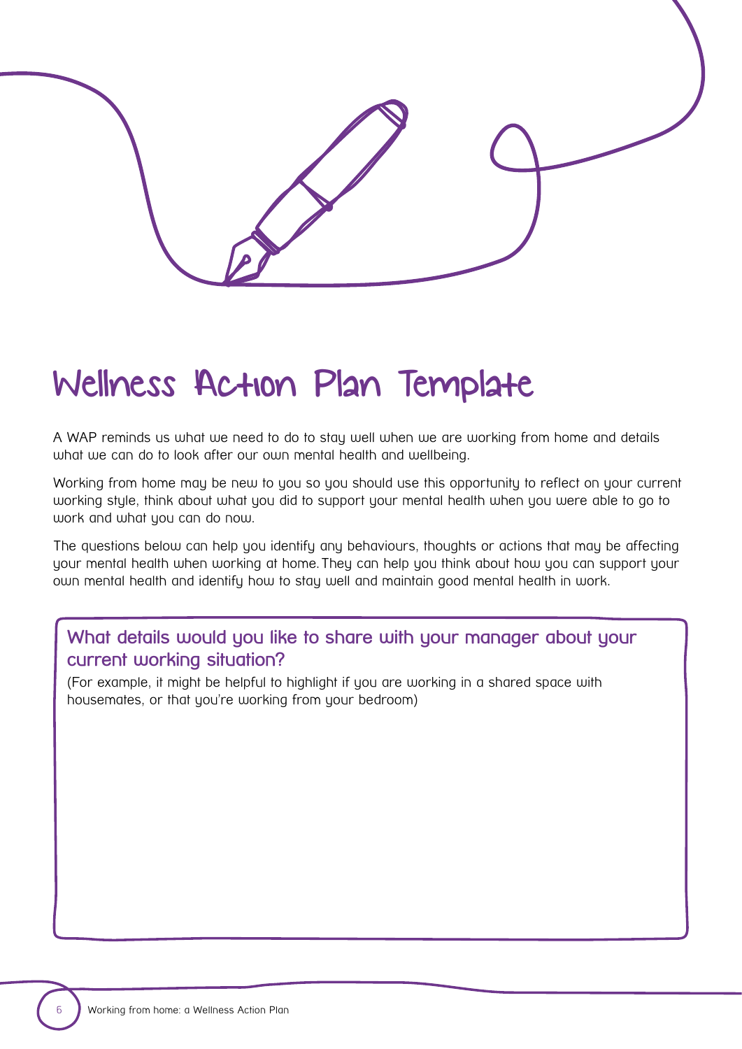# Wellness Action Plan Template

A WAP reminds us what we need to do to stay well when we are working from home and details what we can do to look after our own mental health and wellbeing.

Working from home may be new to you so you should use this opportunity to reflect on your current working style, think about what you did to support your mental health when you were able to go to work and what you can do now.

The questions below can help you identify any behaviours, thoughts or actions that may be affecting your mental health when working at home. They can help you think about how you can support your own mental health and identify how to stay well and maintain good mental health in work.

### What details would you like to share with your manager about your current working situation?

(For example, it might be helpful to highlight if you are working in a shared space with housemates, or that you're working from your bedroom)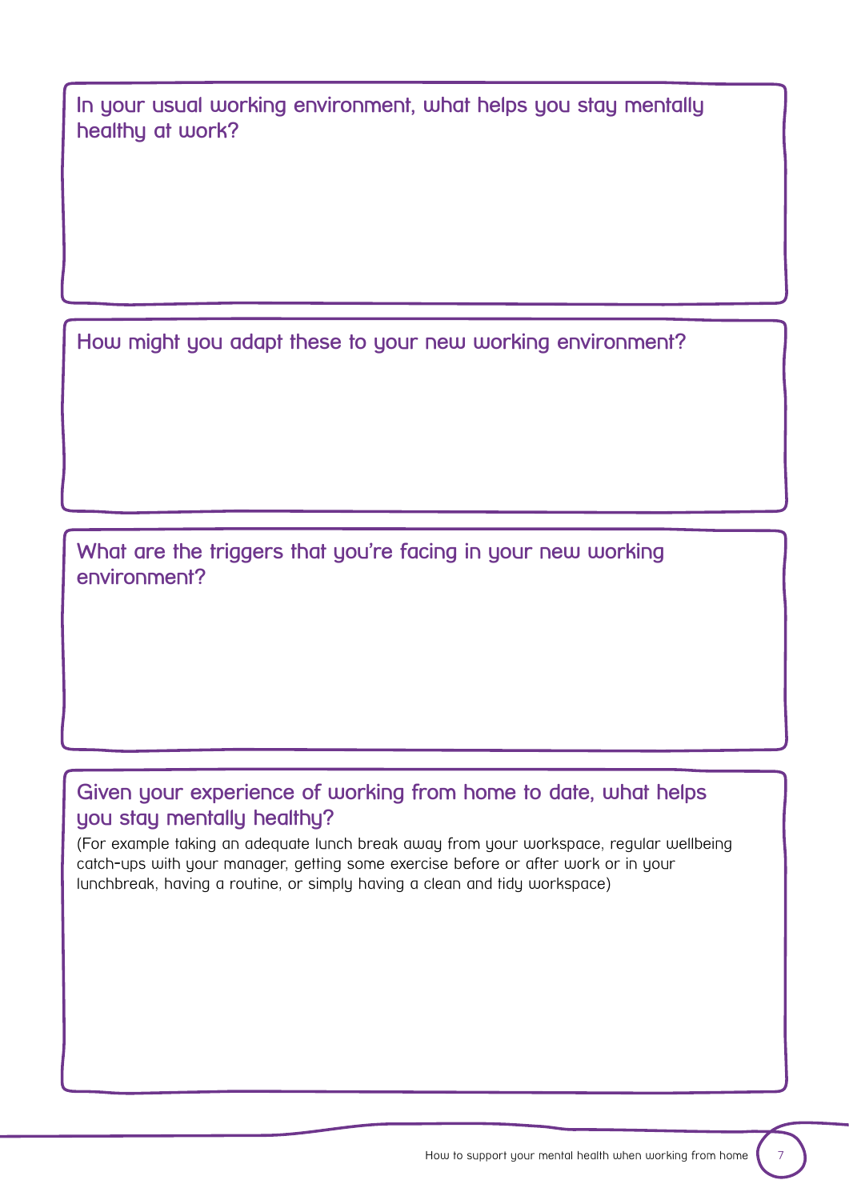### In your usual working environment, what helps you stay mentally healthy at work?

### How might you adapt these to your new working environment?

### What are the triggers that you're facing in your new working environment?

### Given your experience of working from home to date, what helps you stay mentally healthy?

(For example taking an adequate lunch break away from your workspace, regular wellbeing catch-ups with your manager, getting some exercise before or after work or in your lunchbreak, having a routine, or simply having a clean and tidy workspace)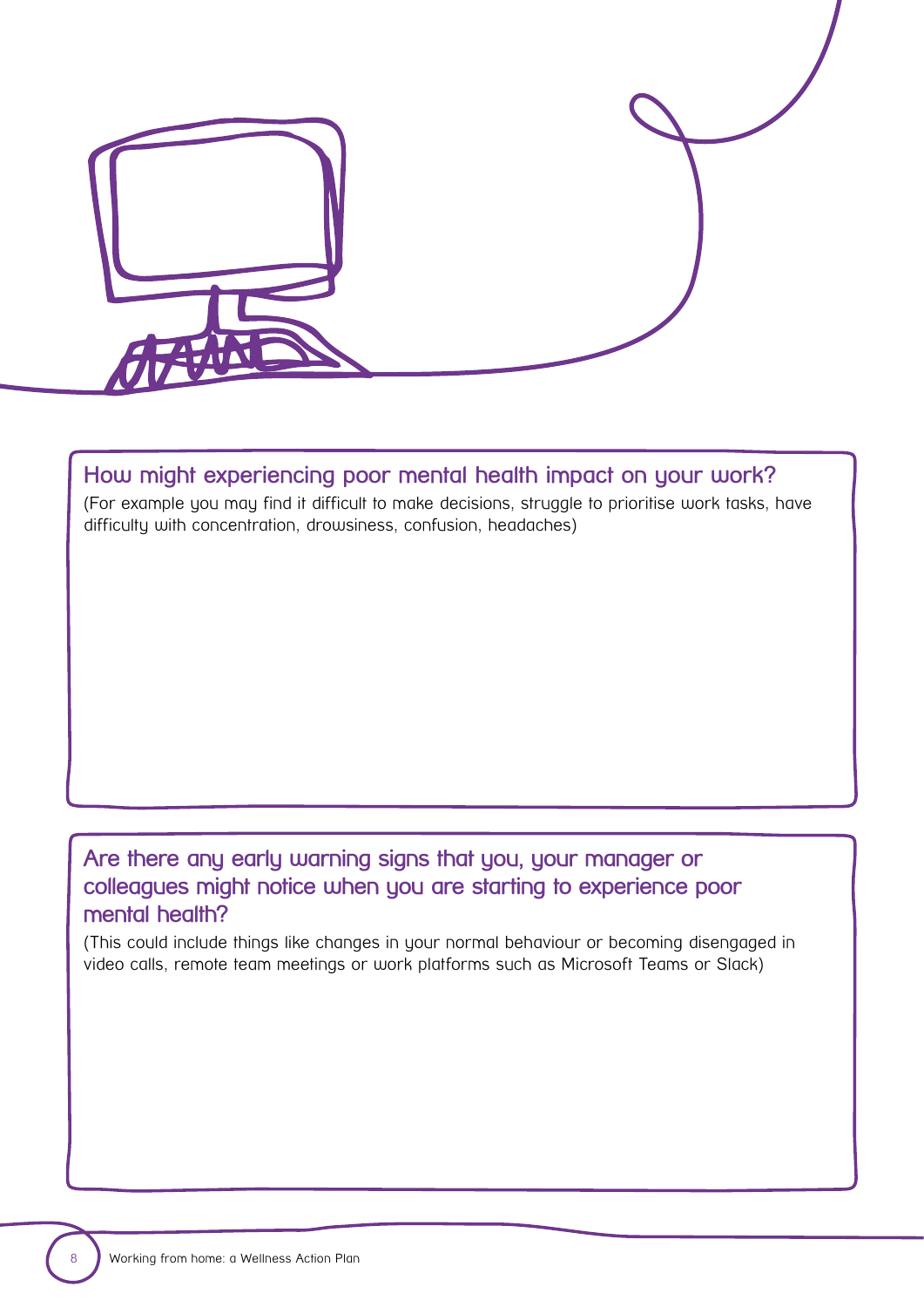## How might experiencing poor mental health impact on your work?

(For example you may find it difficult to make decisions, struggle to prioritise work tasks, have difficulty with concentration, drowsiness, confusion, headaches)

## Are there any early warning signs that you, your manager or colleagues might notice when you are starting to experience poor mental health?

(This could include things like changes in your normal behaviour or becoming disengaged in video calls, remote team meetings or work platforms such as Microsoft Teams or Slack)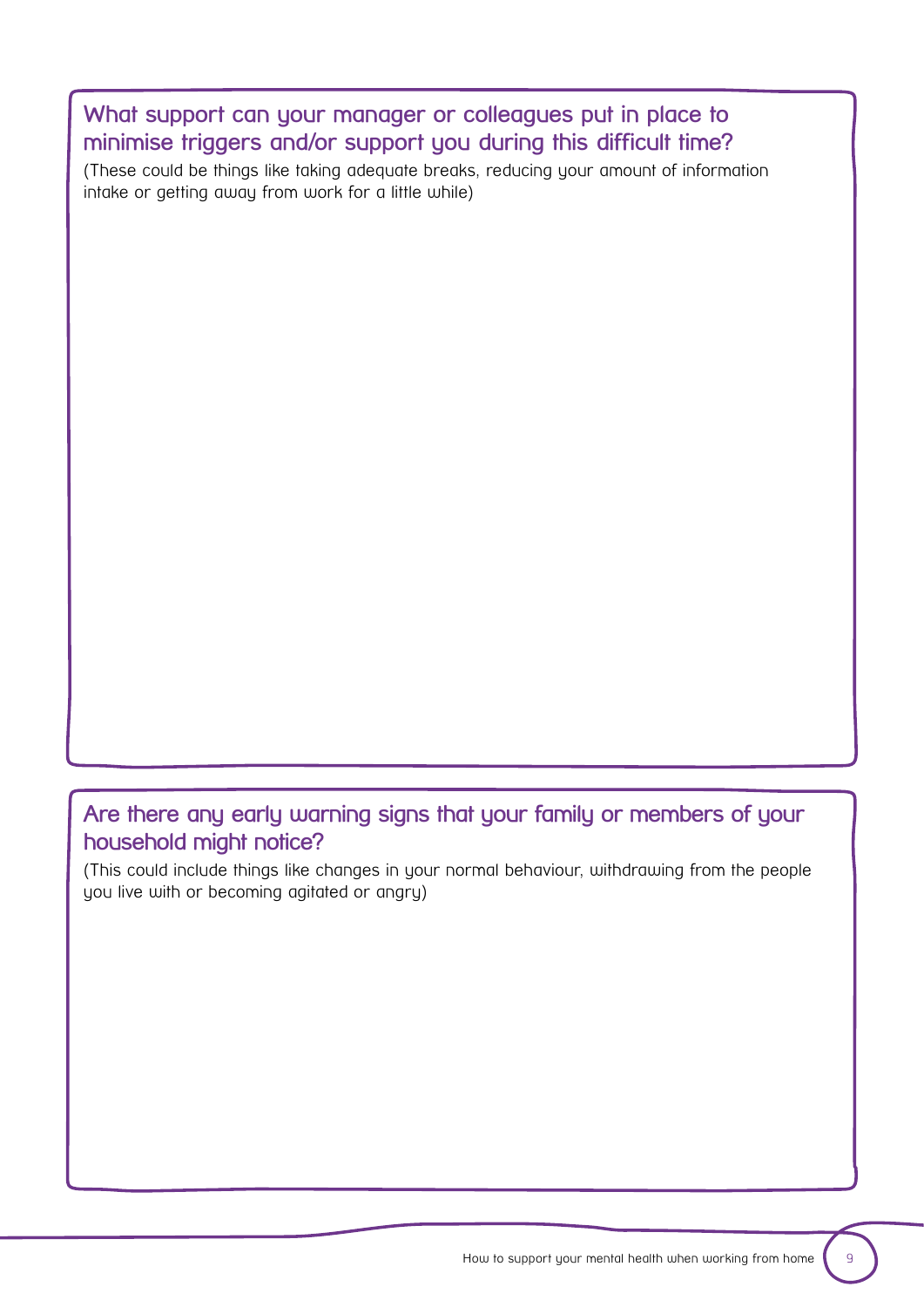## What support can your manager or colleagues put in place to minimise triggers and/or support you during this difficult time?

(These could be things like taking adequate breaks, reducing your amount of information intake or getting away from work for a little while)

## Are there any early warning signs that your family or members of your household might notice?

(This could include things like changes in your normal behaviour, withdrawing from the people you live with or becoming agitated or angry)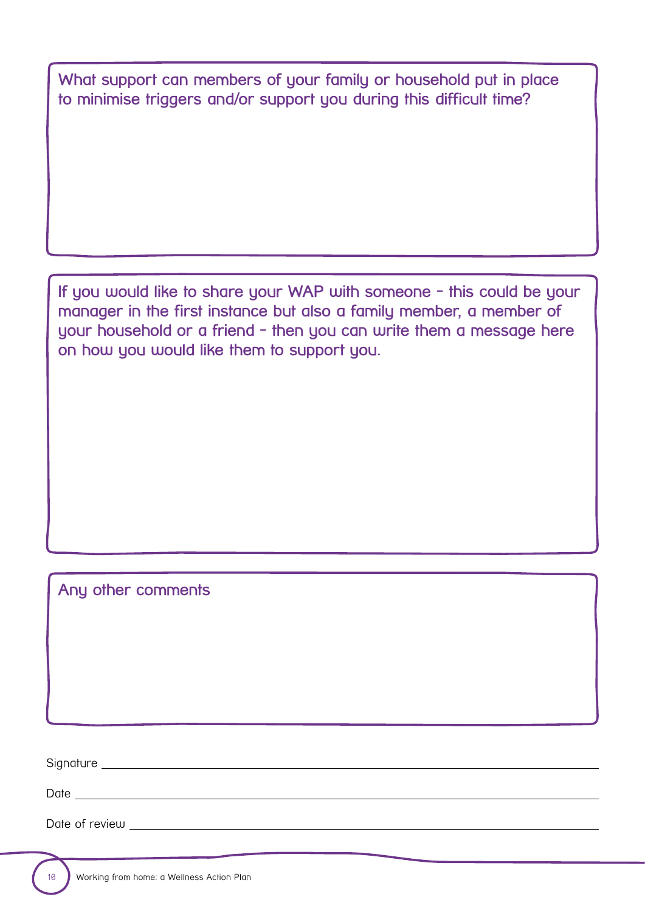What support can members of your family or household put in place to minimise triggers and/or support you during this difficult time?

If you would like to share your WAP with someone – this could be your manager in the first instance but also a family member, a member of your household or a friend – then you can write them a message here on how you would like them to support you.

Any other comments

Signature ________________________________________________

Date ________________________________________________

Date of review ________________________________________________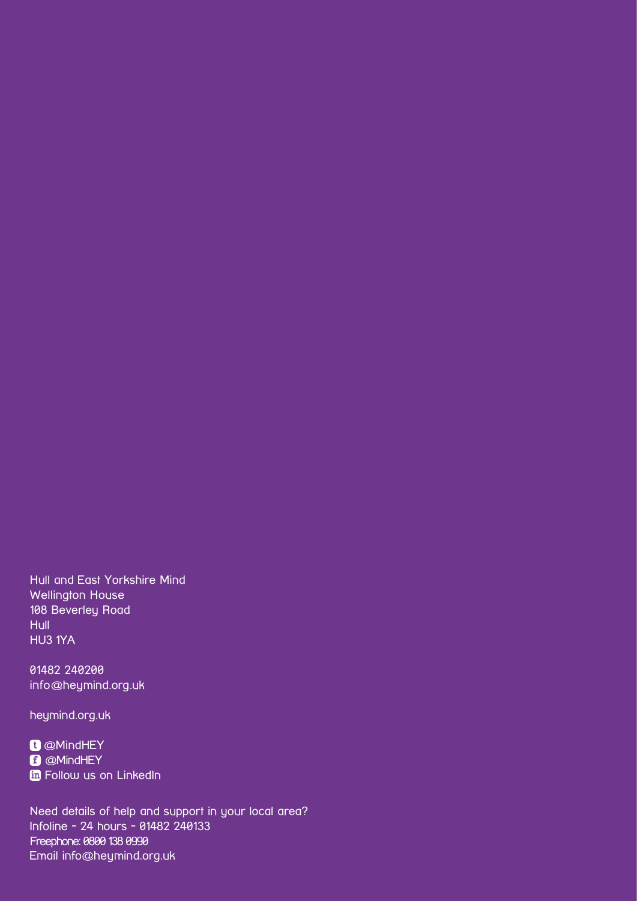Hull and East Yorkshire Mind
Wellington House
108 Beverley Road
Hull
HU3 1YA

01482 240200
info@heymind.org.uk

heymind.org.uk

@MindHEY
@MindHEY
Follow us on LinkedIn

Need details of help and support in your local area?
Infoline - 24 hours - 01482 240133
Freephone: 0800 138 0990
Email info@heymind.org.uk